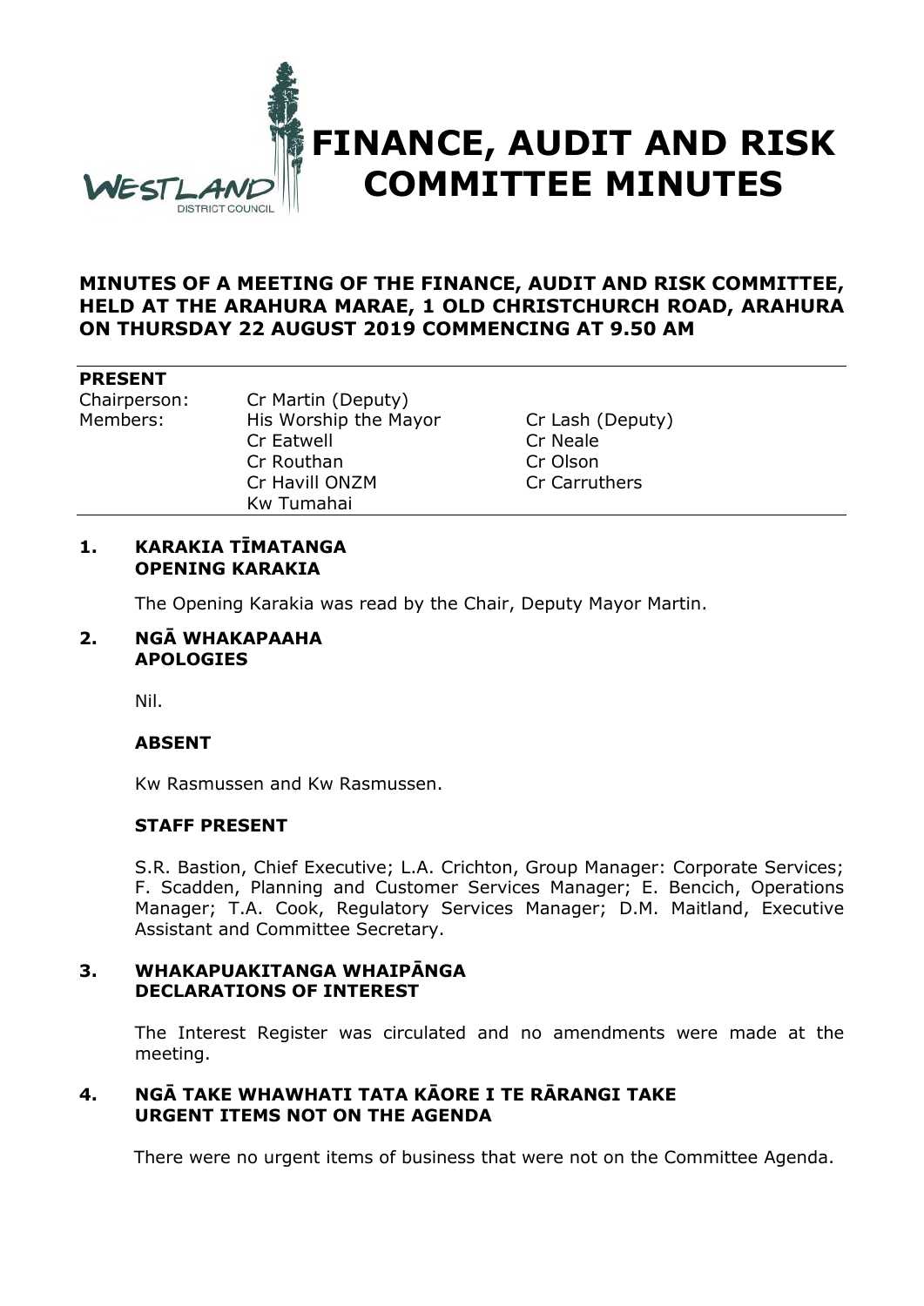# FINANCE, AUDIT AND RISK COMMITTEE MINUTES

**MINUTES OF A MEETING OF THE FINANCE, AUDIT AND RISK COMMITTEE, HELD AT THE ARAHURA MARAE, 1 OLD CHRISTCHURCH ROAD, ARAHURA ON THURSDAY 22 AUGUST 2019 COMMENCING AT 9.50 AM**

**PRESENT**

| | | |
|---|---|---|
| Chairperson: | Cr Martin (Deputy) | |
| Members: | His Worship the Mayor | Cr Lash (Deputy) |
| | Cr Eatwell | Cr Neale |
| | Cr Routhan | Cr Olson |
| | Cr Havill ONZM | Cr Carruthers |
| | Kw Tumahai | |

## 1. KARAKIA TĪMATANGA OPENING KARAKIA

The Opening Karakia was read by the Chair, Deputy Mayor Martin.

## 2. NGĀ WHAKAPAAHA APOLOGIES

Nil.

**ABSENT**

Kw Rasmussen and Kw Rasmussen.

**STAFF PRESENT**

S.R. Bastion, Chief Executive; L.A. Crichton, Group Manager: Corporate Services; F. Scadden, Planning and Customer Services Manager; E. Bencich, Operations Manager; T.A. Cook, Regulatory Services Manager; D.M. Maitland, Executive Assistant and Committee Secretary.

## 3. WHAKAPUAKITANGA WHAIPĀNGA DECLARATIONS OF INTEREST

The Interest Register was circulated and no amendments were made at the meeting.

## 4. NGĀ TAKE WHAWHATI TATA KĀORE I TE RĀRANGI TAKE URGENT ITEMS NOT ON THE AGENDA

There were no urgent items of business that were not on the Committee Agenda.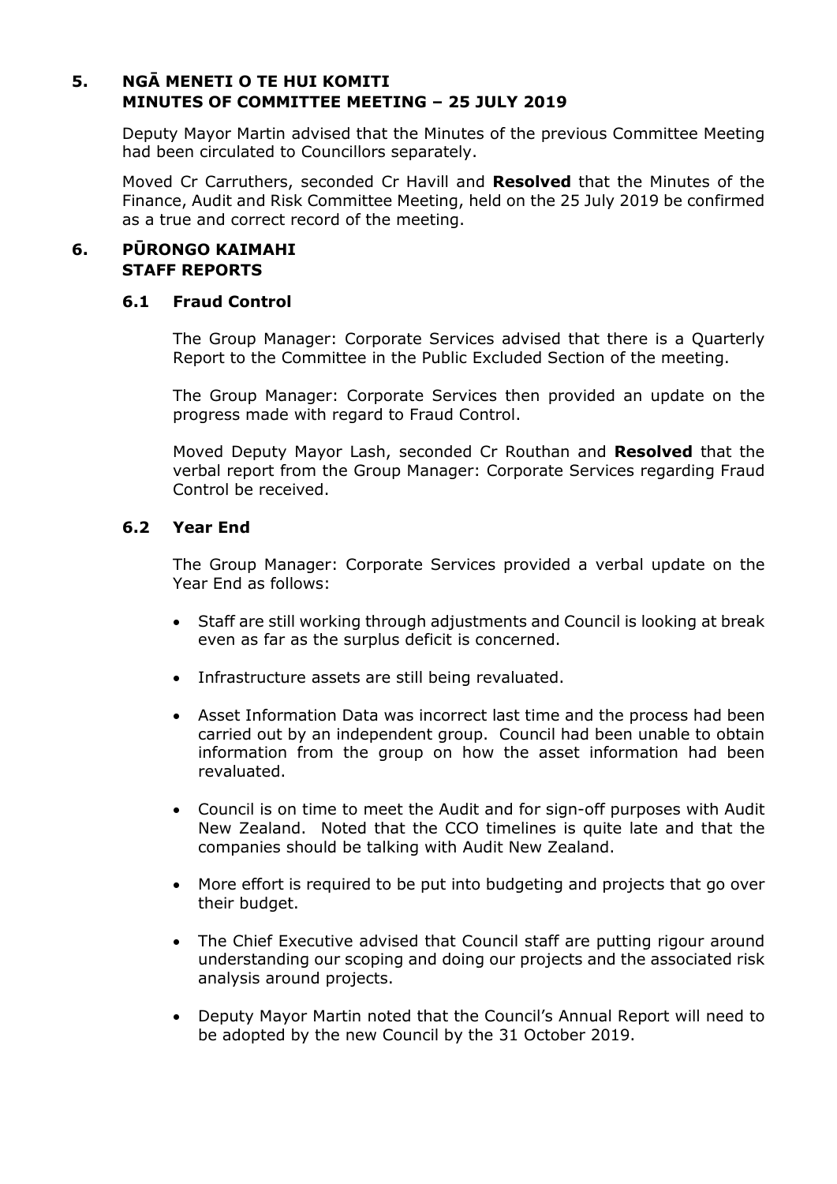## 5. NGĀ MENETI O TE HUI KOMITI
## MINUTES OF COMMITTEE MEETING – 25 JULY 2019

Deputy Mayor Martin advised that the Minutes of the previous Committee Meeting had been circulated to Councillors separately.

Moved Cr Carruthers, seconded Cr Havill and **Resolved** that the Minutes of the Finance, Audit and Risk Committee Meeting, held on the 25 July 2019 be confirmed as a true and correct record of the meeting.

## 6. PŪRONGO KAIMAHI
## STAFF REPORTS

### 6.1 Fraud Control

The Group Manager: Corporate Services advised that there is a Quarterly Report to the Committee in the Public Excluded Section of the meeting.

The Group Manager: Corporate Services then provided an update on the progress made with regard to Fraud Control.

Moved Deputy Mayor Lash, seconded Cr Routhan and **Resolved** that the verbal report from the Group Manager: Corporate Services regarding Fraud Control be received.

### 6.2 Year End

The Group Manager: Corporate Services provided a verbal update on the Year End as follows:

- Staff are still working through adjustments and Council is looking at break even as far as the surplus deficit is concerned.
- Infrastructure assets are still being revaluated.
- Asset Information Data was incorrect last time and the process had been carried out by an independent group. Council had been unable to obtain information from the group on how the asset information had been revaluated.
- Council is on time to meet the Audit and for sign-off purposes with Audit New Zealand. Noted that the CCO timelines is quite late and that the companies should be talking with Audit New Zealand.
- More effort is required to be put into budgeting and projects that go over their budget.
- The Chief Executive advised that Council staff are putting rigour around understanding our scoping and doing our projects and the associated risk analysis around projects.
- Deputy Mayor Martin noted that the Council's Annual Report will need to be adopted by the new Council by the 31 October 2019.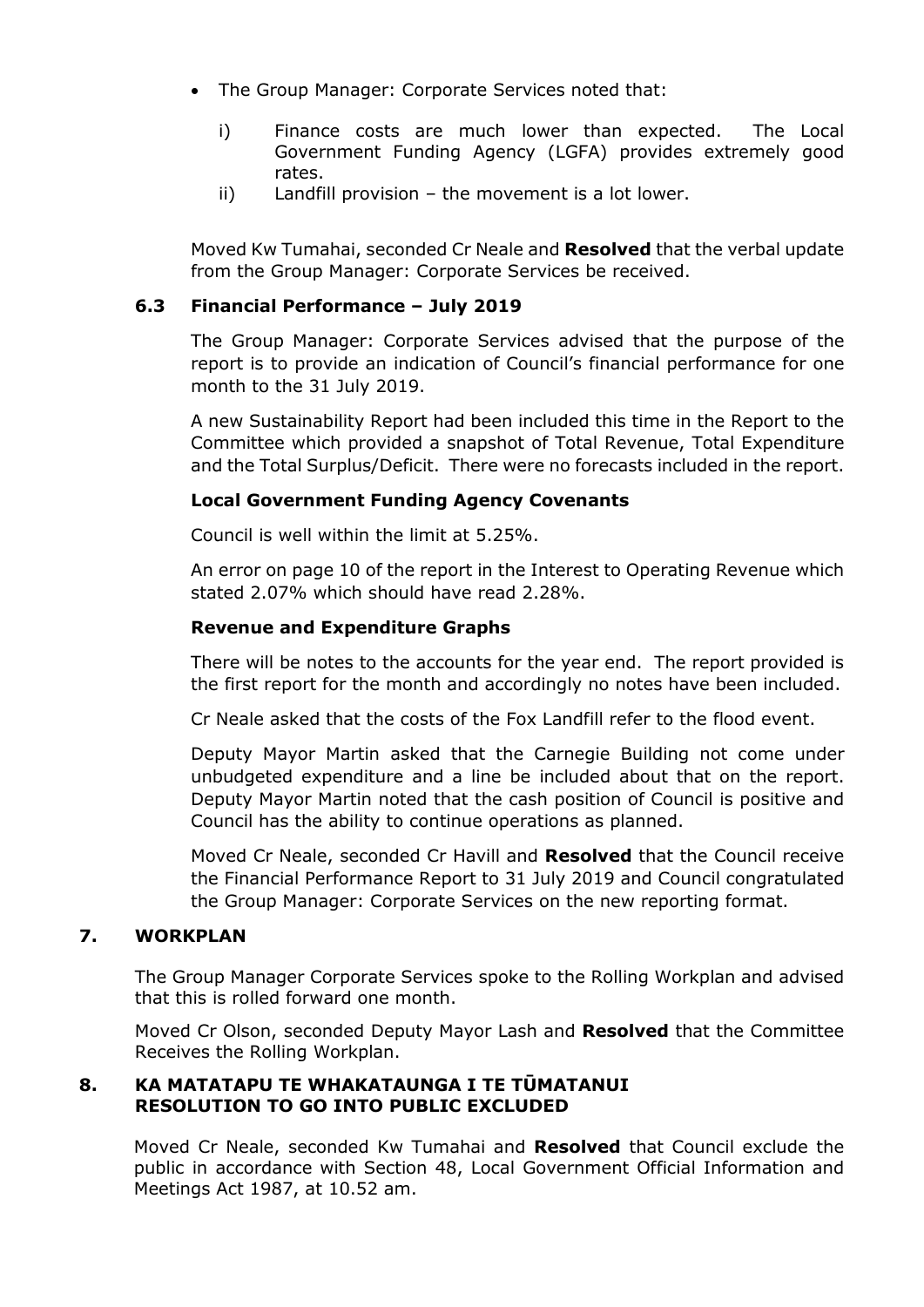- The Group Manager: Corporate Services noted that:

  i) Finance costs are much lower than expected. The Local Government Funding Agency (LGFA) provides extremely good rates.

  ii) Landfill provision – the movement is a lot lower.

Moved Kw Tumahai, seconded Cr Neale and **Resolved** that the verbal update from the Group Manager: Corporate Services be received.

### 6.3 Financial Performance – July 2019

The Group Manager: Corporate Services advised that the purpose of the report is to provide an indication of Council's financial performance for one month to the 31 July 2019.

A new Sustainability Report had been included this time in the Report to the Committee which provided a snapshot of Total Revenue, Total Expenditure and the Total Surplus/Deficit. There were no forecasts included in the report.

**Local Government Funding Agency Covenants**

Council is well within the limit at 5.25%.

An error on page 10 of the report in the Interest to Operating Revenue which stated 2.07% which should have read 2.28%.

**Revenue and Expenditure Graphs**

There will be notes to the accounts for the year end. The report provided is the first report for the month and accordingly no notes have been included.

Cr Neale asked that the costs of the Fox Landfill refer to the flood event.

Deputy Mayor Martin asked that the Carnegie Building not come under unbudgeted expenditure and a line be included about that on the report. Deputy Mayor Martin noted that the cash position of Council is positive and Council has the ability to continue operations as planned.

Moved Cr Neale, seconded Cr Havill and **Resolved** that the Council receive the Financial Performance Report to 31 July 2019 and Council congratulated the Group Manager: Corporate Services on the new reporting format.

## 7. WORKPLAN

The Group Manager Corporate Services spoke to the Rolling Workplan and advised that this is rolled forward one month.

Moved Cr Olson, seconded Deputy Mayor Lash and **Resolved** that the Committee Receives the Rolling Workplan.

## 8. KA MATATAPU TE WHAKATAUNGA I TE TŪMATANUI RESOLUTION TO GO INTO PUBLIC EXCLUDED

Moved Cr Neale, seconded Kw Tumahai and **Resolved** that Council exclude the public in accordance with Section 48, Local Government Official Information and Meetings Act 1987, at 10.52 am.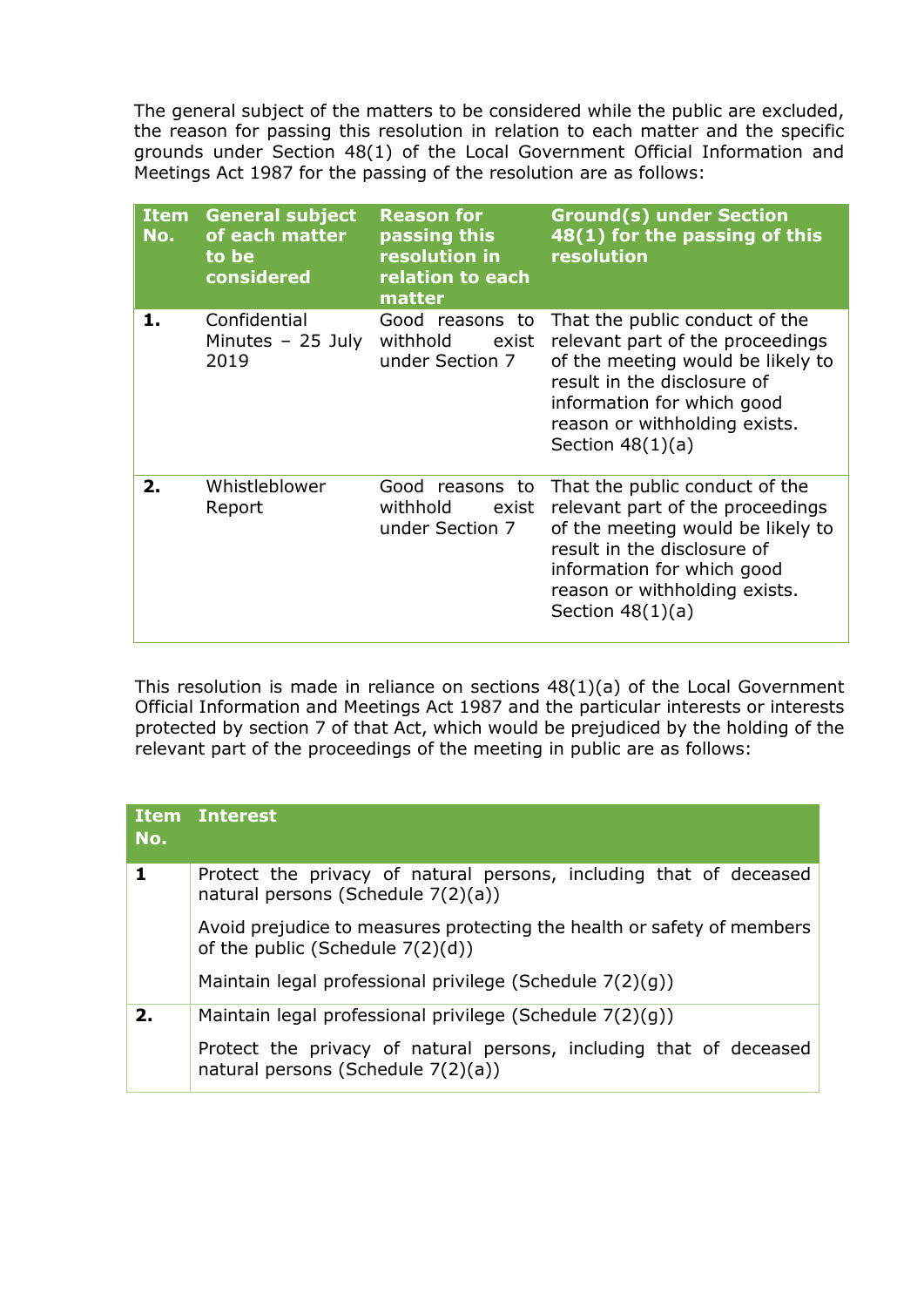The general subject of the matters to be considered while the public are excluded, the reason for passing this resolution in relation to each matter and the specific grounds under Section 48(1) of the Local Government Official Information and Meetings Act 1987 for the passing of the resolution are as follows:

| Item No. | General subject of each matter to be considered | Reason for passing this resolution in relation to each matter | Ground(s) under Section 48(1) for the passing of this resolution |
|---|---|---|---|
| 1. | Confidential Minutes – 25 July 2019 | Good reasons to withhold exist under Section 7 | That the public conduct of the relevant part of the proceedings of the meeting would be likely to result in the disclosure of information for which good reason or withholding exists. Section 48(1)(a) |
| 2. | Whistleblower Report | Good reasons to withhold exist under Section 7 | That the public conduct of the relevant part of the proceedings of the meeting would be likely to result in the disclosure of information for which good reason or withholding exists. Section 48(1)(a) |

This resolution is made in reliance on sections 48(1)(a) of the Local Government Official Information and Meetings Act 1987 and the particular interests or interests protected by section 7 of that Act, which would be prejudiced by the holding of the relevant part of the proceedings of the meeting in public are as follows:

| Item No. | Interest |
|---|---|
| 1 | Protect the privacy of natural persons, including that of deceased natural persons (Schedule 7(2)(a))<br><br>Avoid prejudice to measures protecting the health or safety of members of the public (Schedule 7(2)(d))<br><br>Maintain legal professional privilege (Schedule 7(2)(g)) |
| 2. | Maintain legal professional privilege (Schedule 7(2)(g))<br><br>Protect the privacy of natural persons, including that of deceased natural persons (Schedule 7(2)(a)) |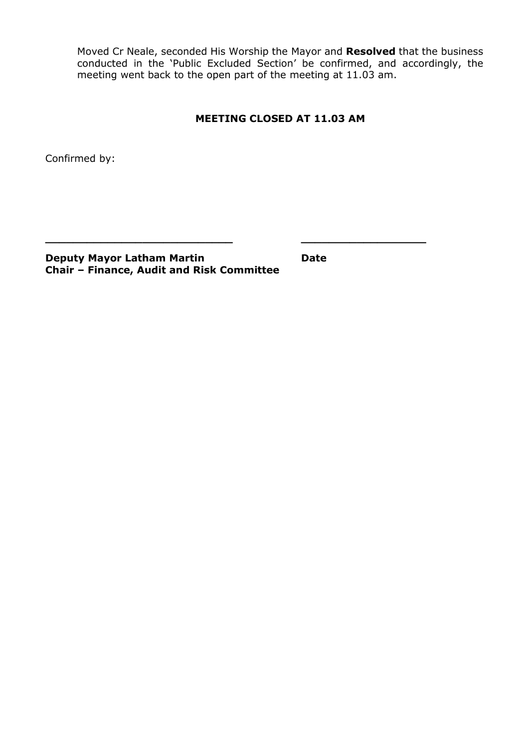Moved Cr Neale, seconded His Worship the Mayor and **Resolved** that the business conducted in the 'Public Excluded Section' be confirmed, and accordingly, the meeting went back to the open part of the meeting at 11.03 am.

**MEETING CLOSED AT 11.03 AM**

Confirmed by:

\_\_\_\_\_\_\_\_\_\_\_\_\_\_\_\_\_\_\_\_\_\_\_\_\_\_\_\_\_\_ \_\_\_\_\_\_\_\_\_\_\_\_\_\_\_\_\_\_\_\_

**Deputy Mayor Latham Martin** **Date**
**Chair – Finance, Audit and Risk Committee**